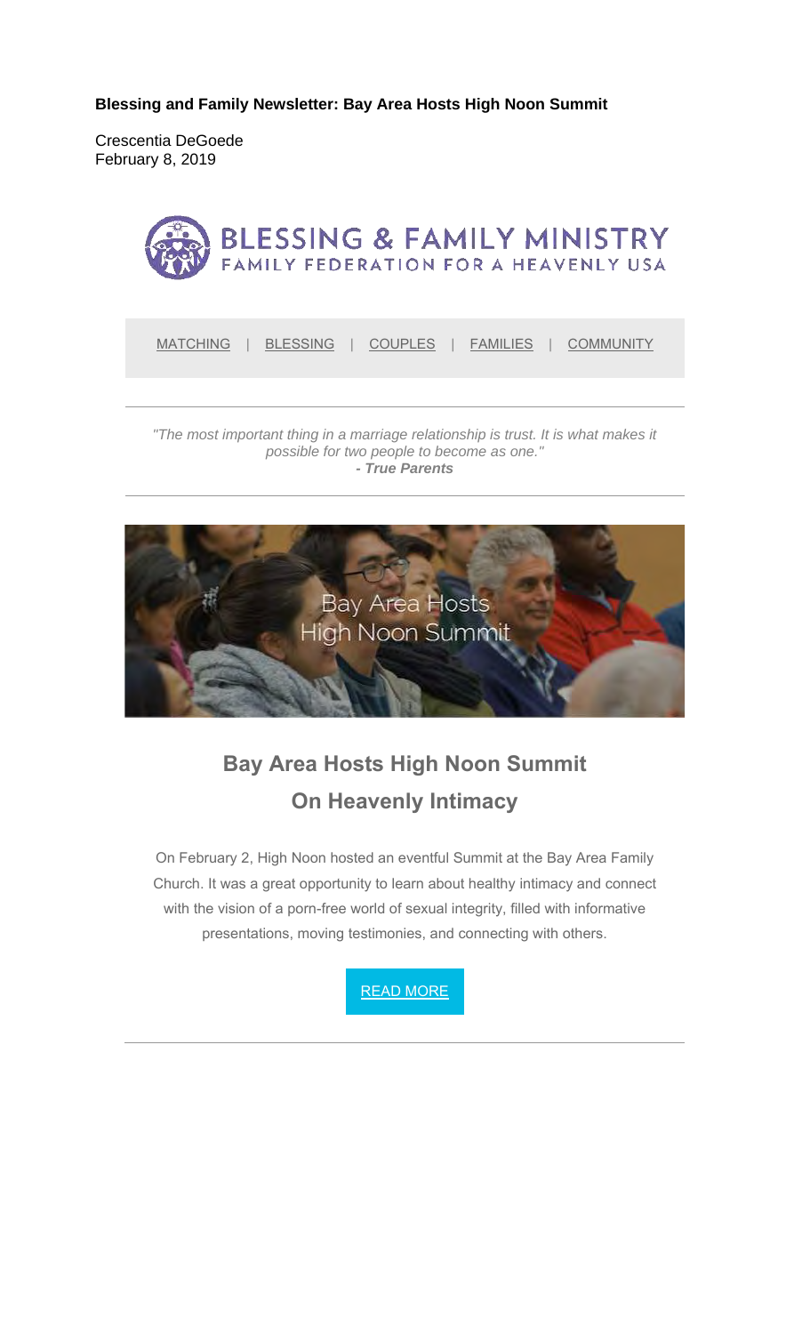**Blessing and Family Newsletter: Bay Area Hosts High Noon Summit**

Crescentia DeGoede
February 8, 2019

BLESSING & FAMILY MINISTRY
FAMILY FEDERATION FOR A HEAVENLY USA

MATCHING | BLESSING | COUPLES | FAMILIES | COMMUNITY

---

*"The most important thing in a marriage relationship is trust. It is what makes it possible for two people to become as one."*
***- True Parents***

---

Bay Area Hosts
High Noon Summit

## Bay Area Hosts High Noon Summit On Heavenly Intimacy

On February 2, High Noon hosted an eventful Summit at the Bay Area Family Church. It was a great opportunity to learn about healthy intimacy and connect with the vision of a porn-free world of sexual integrity, filled with informative presentations, moving testimonies, and connecting with others.

READ MORE

---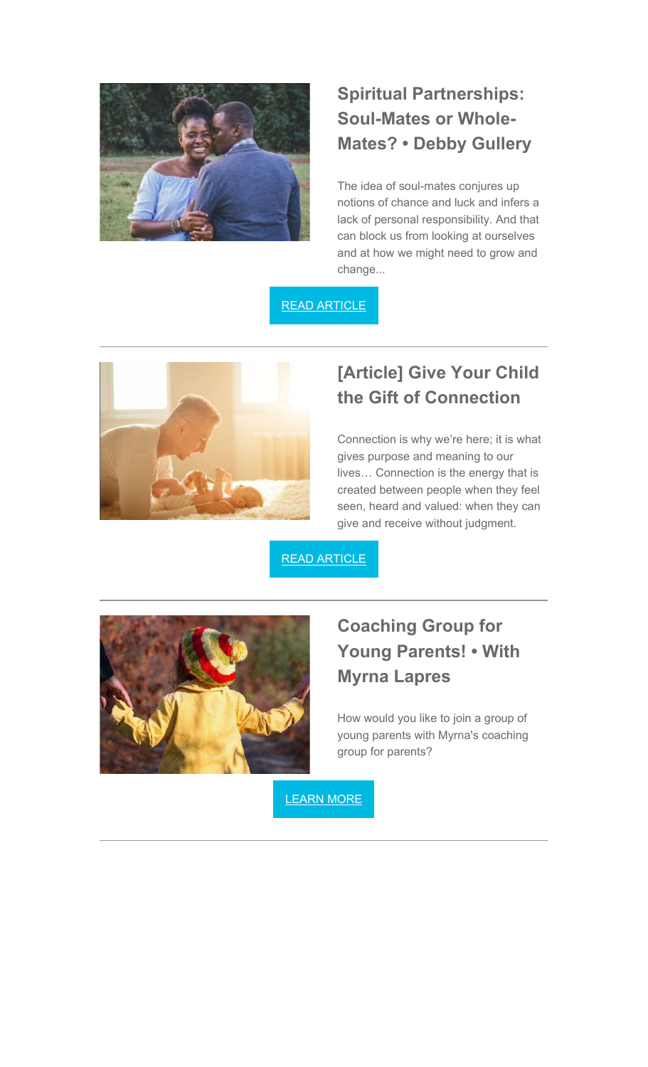## Spiritual Partnerships: Soul-Mates or Whole-Mates? • Debby Gullery

The idea of soul-mates conjures up notions of chance and luck and infers a lack of personal responsibility. And that can block us from looking at ourselves and at how we might need to grow and change...

READ ARTICLE

---

## [Article] Give Your Child the Gift of Connection

Connection is why we're here; it is what gives purpose and meaning to our lives… Connection is the energy that is created between people when they feel seen, heard and valued: when they can give and receive without judgment.

READ ARTICLE

---

## Coaching Group for Young Parents! • With Myrna Lapres

How would you like to join a group of young parents with Myrna's coaching group for parents?

LEARN MORE

---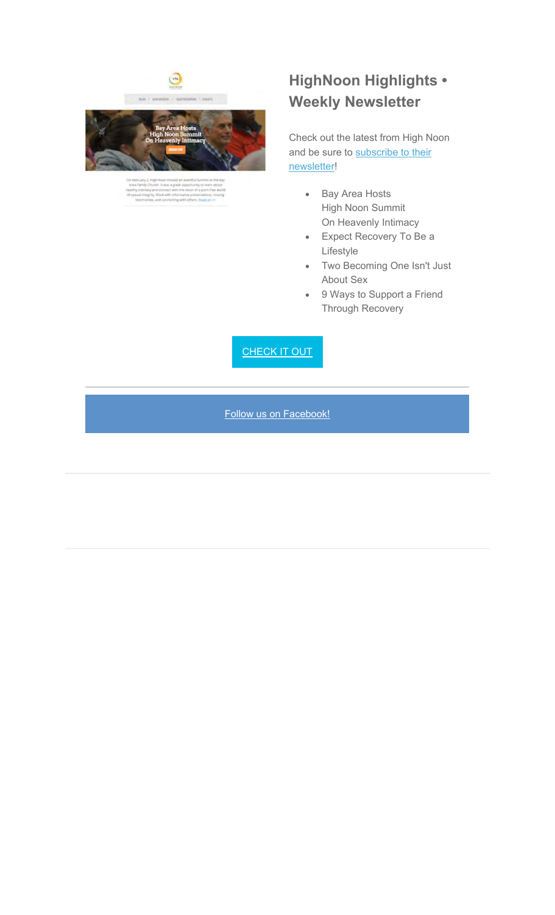## HighNoon Highlights • Weekly Newsletter

Check out the latest from High Noon and be sure to subscribe to their newsletter!

- Bay Area Hosts High Noon Summit On Heavenly Intimacy
- Expect Recovery To Be a Lifestyle
- Two Becoming One Isn't Just About Sex
- 9 Ways to Support a Friend Through Recovery

CHECK IT OUT

---

Follow us on Facebook!